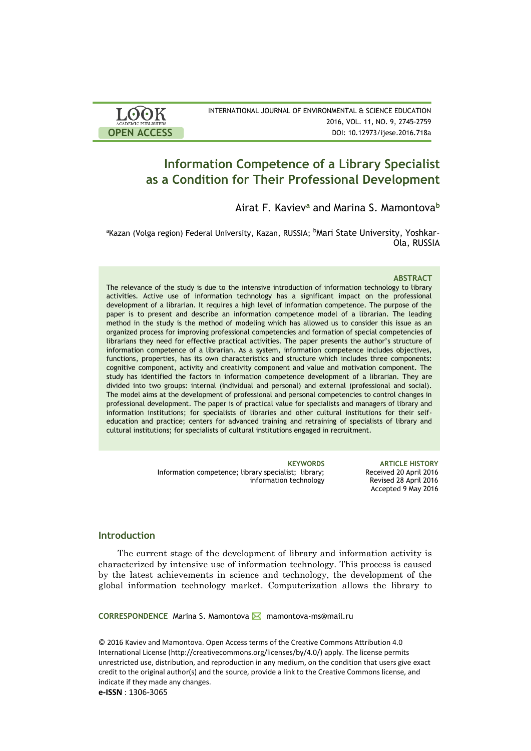INTERNATIONAL JOURNAL OF ENVIRONMENTAL & SCIENCE EDUCATION
2016, VOL. 11, NO. 9, 2745-2759
DOI: 10.12973/ijese.2016.718a

LOOK ACADEMIC PUBLISHERS
OPEN ACCESS

# Information Competence of a Library Specialist as a Condition for Their Professional Development

Airat F. Kaviev[a] and Marina S. Mamontova[b]

[a]Kazan (Volga region) Federal University, Kazan, RUSSIA; [b]Mari State University, Yoshkar-Ola, RUSSIA

### ABSTRACT

The relevance of the study is due to the intensive introduction of information technology to library activities. Active use of information technology has a significant impact on the professional development of a librarian. It requires a high level of information competence. The purpose of the paper is to present and describe an information competence model of a librarian. The leading method in the study is the method of modeling which has allowed us to consider this issue as an organized process for improving professional competencies and formation of special competencies of librarians they need for effective practical activities. The paper presents the author's structure of information competence of a librarian. As a system, information competence includes objectives, functions, properties, has its own characteristics and structure which includes three components: cognitive component, activity and creativity component and value and motivation component. The study has identified the factors in information competence development of a librarian. They are divided into two groups: internal (individual and personal) and external (professional and social). The model aims at the development of professional and personal competencies to control changes in professional development. The paper is of practical value for specialists and managers of library and information institutions; for specialists of libraries and other cultural institutions for their self-education and practice; centers for advanced training and retraining of specialists of library and cultural institutions; for specialists of cultural institutions engaged in recruitment.

**KEYWORDS**
Information competence; library specialist; library; information technology

**ARTICLE HISTORY**
Received 20 April 2016
Revised 28 April 2016
Accepted 9 May 2016

## Introduction

The current stage of the development of library and information activity is characterized by intensive use of information technology. This process is caused by the latest achievements in science and technology, the development of the global information technology market. Computerization allows the library to

**CORRESPONDENCE** Marina S. Mamontova ✉ mamontova-ms@mail.ru

© 2016 Kaviev and Mamontova. Open Access terms of the Creative Commons Attribution 4.0 International License (http://creativecommons.org/licenses/by/4.0/) apply. The license permits unrestricted use, distribution, and reproduction in any medium, on the condition that users give exact credit to the original author(s) and the source, provide a link to the Creative Commons license, and indicate if they made any changes.

**e-ISSN** : 1306-3065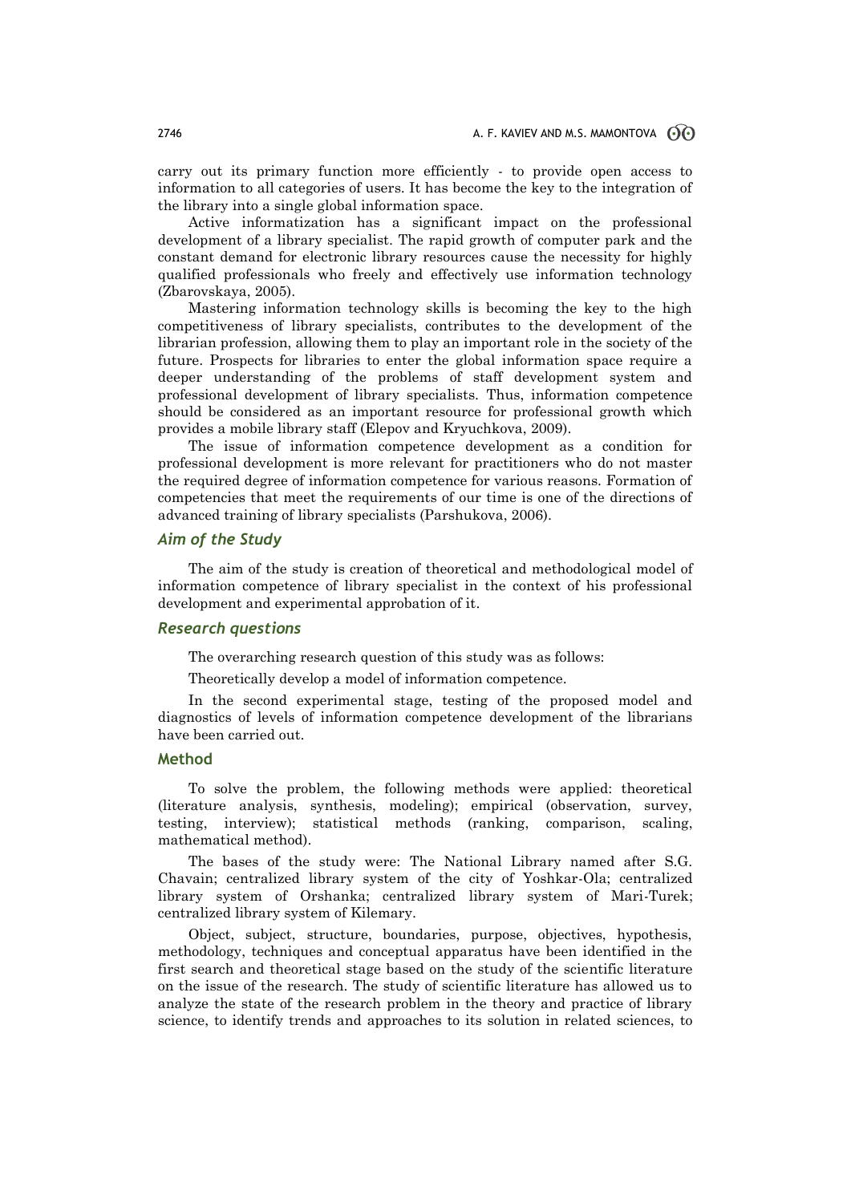carry out its primary function more efficiently - to provide open access to information to all categories of users. It has become the key to the integration of the library into a single global information space.

Active informatization has a significant impact on the professional development of a library specialist. The rapid growth of computer park and the constant demand for electronic library resources cause the necessity for highly qualified professionals who freely and effectively use information technology (Zbarovskaya, 2005).

Mastering information technology skills is becoming the key to the high competitiveness of library specialists, contributes to the development of the librarian profession, allowing them to play an important role in the society of the future. Prospects for libraries to enter the global information space require a deeper understanding of the problems of staff development system and professional development of library specialists. Thus, information competence should be considered as an important resource for professional growth which provides a mobile library staff (Elepov and Kryuchkova, 2009).

The issue of information competence development as a condition for professional development is more relevant for practitioners who do not master the required degree of information competence for various reasons. Formation of competencies that meet the requirements of our time is one of the directions of advanced training of library specialists (Parshukova, 2006).

### *Aim of the Study*

The aim of the study is creation of theoretical and methodological model of information competence of library specialist in the context of his professional development and experimental approbation of it.

### *Research questions*

The overarching research question of this study was as follows:

Theoretically develop a model of information competence.

In the second experimental stage, testing of the proposed model and diagnostics of levels of information competence development of the librarians have been carried out.

## Method

To solve the problem, the following methods were applied: theoretical (literature analysis, synthesis, modeling); empirical (observation, survey, testing, interview); statistical methods (ranking, comparison, scaling, mathematical method).

The bases of the study were: The National Library named after S.G. Chavain; centralized library system of the city of Yoshkar-Ola; centralized library system of Orshanka; centralized library system of Mari-Turek; centralized library system of Kilemary.

Object, subject, structure, boundaries, purpose, objectives, hypothesis, methodology, techniques and conceptual apparatus have been identified in the first search and theoretical stage based on the study of the scientific literature on the issue of the research. The study of scientific literature has allowed us to analyze the state of the research problem in the theory and practice of library science, to identify trends and approaches to its solution in related sciences, to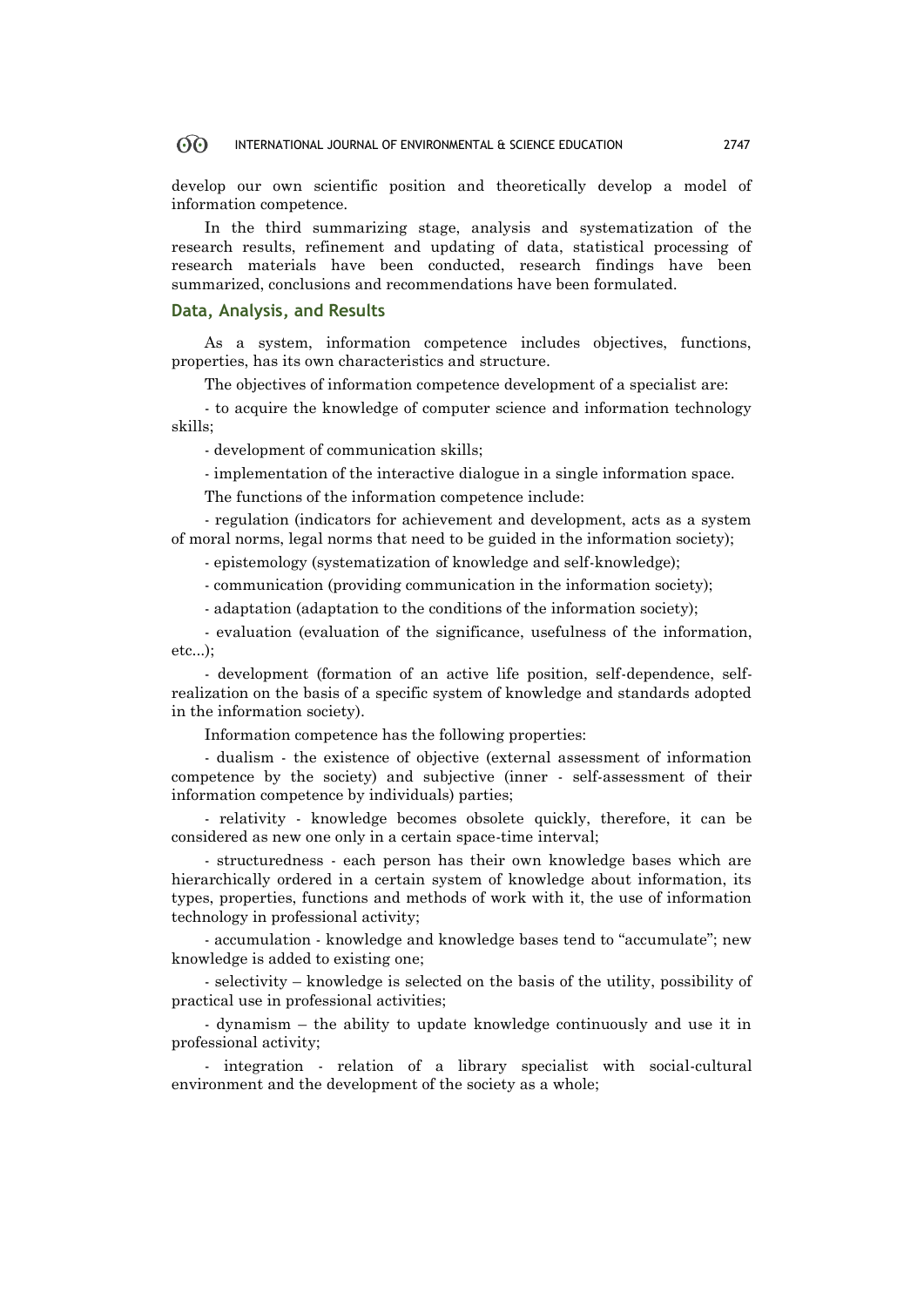develop our own scientific position and theoretically develop a model of information competence.

In the third summarizing stage, analysis and systematization of the research results, refinement and updating of data, statistical processing of research materials have been conducted, research findings have been summarized, conclusions and recommendations have been formulated.

## Data, Analysis, and Results

As a system, information competence includes objectives, functions, properties, has its own characteristics and structure.

The objectives of information competence development of a specialist are:

- to acquire the knowledge of computer science and information technology skills;
- development of communication skills;
- implementation of the interactive dialogue in a single information space.

The functions of the information competence include:

- regulation (indicators for achievement and development, acts as a system of moral norms, legal norms that need to be guided in the information society);
- epistemology (systematization of knowledge and self-knowledge);
- communication (providing communication in the information society);
- adaptation (adaptation to the conditions of the information society);
- evaluation (evaluation of the significance, usefulness of the information, etc...);
- development (formation of an active life position, self-dependence, self-realization on the basis of a specific system of knowledge and standards adopted in the information society).

Information competence has the following properties:

- dualism - the existence of objective (external assessment of information competence by the society) and subjective (inner - self-assessment of their information competence by individuals) parties;
- relativity - knowledge becomes obsolete quickly, therefore, it can be considered as new one only in a certain space-time interval;
- structuredness - each person has their own knowledge bases which are hierarchically ordered in a certain system of knowledge about information, its types, properties, functions and methods of work with it, the use of information technology in professional activity;
- accumulation - knowledge and knowledge bases tend to "accumulate"; new knowledge is added to existing one;
- selectivity – knowledge is selected on the basis of the utility, possibility of practical use in professional activities;
- dynamism – the ability to update knowledge continuously and use it in professional activity;
- integration - relation of a library specialist with social-cultural environment and the development of the society as a whole;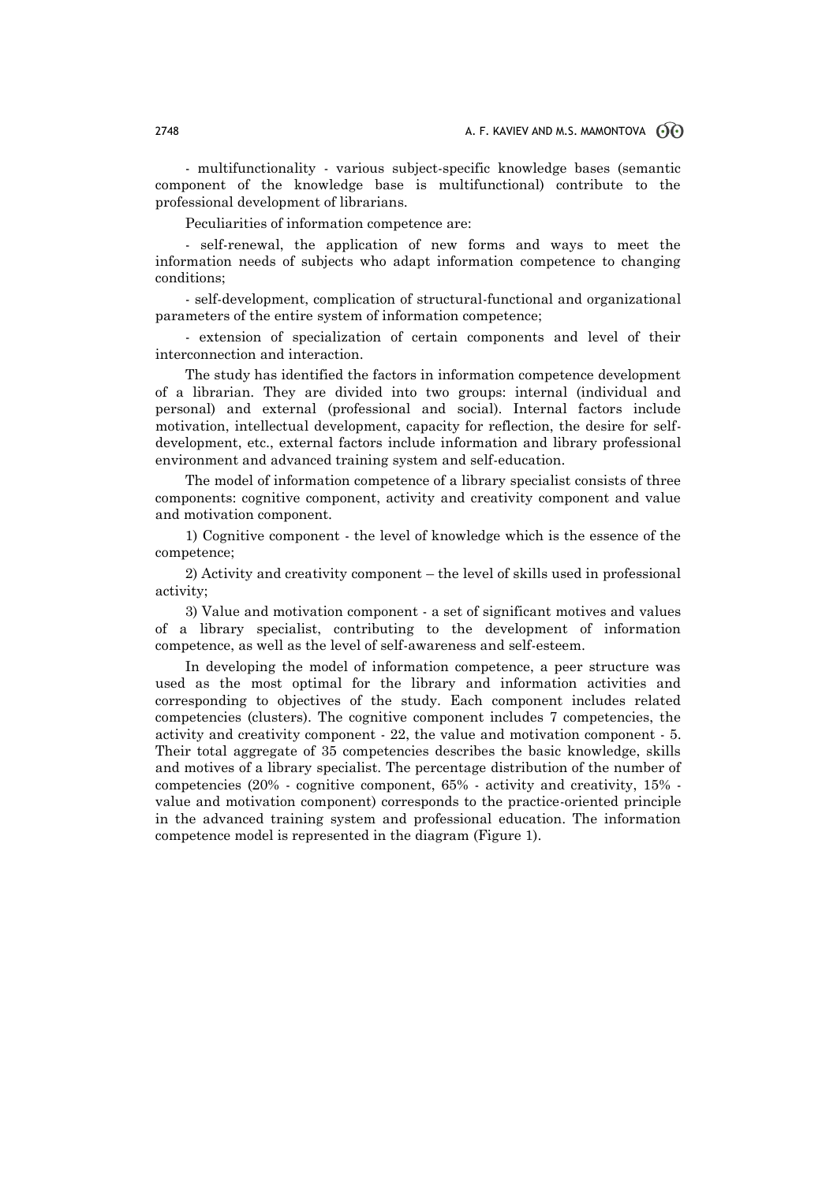- multifunctionality - various subject-specific knowledge bases (semantic component of the knowledge base is multifunctional) contribute to the professional development of librarians.

Peculiarities of information competence are:

- self-renewal, the application of new forms and ways to meet the information needs of subjects who adapt information competence to changing conditions;

- self-development, complication of structural-functional and organizational parameters of the entire system of information competence;

- extension of specialization of certain components and level of their interconnection and interaction.

The study has identified the factors in information competence development of a librarian. They are divided into two groups: internal (individual and personal) and external (professional and social). Internal factors include motivation, intellectual development, capacity for reflection, the desire for self-development, etc., external factors include information and library professional environment and advanced training system and self-education.

The model of information competence of a library specialist consists of three components: cognitive component, activity and creativity component and value and motivation component.

1) Cognitive component - the level of knowledge which is the essence of the competence;

2) Activity and creativity component – the level of skills used in professional activity;

3) Value and motivation component - a set of significant motives and values of a library specialist, contributing to the development of information competence, as well as the level of self-awareness and self-esteem.

In developing the model of information competence, a peer structure was used as the most optimal for the library and information activities and corresponding to objectives of the study. Each component includes related competencies (clusters). The cognitive component includes 7 competencies, the activity and creativity component - 22, the value and motivation component - 5. Their total aggregate of 35 competencies describes the basic knowledge, skills and motives of a library specialist. The percentage distribution of the number of competencies (20% - cognitive component, 65% - activity and creativity, 15% - value and motivation component) corresponds to the practice-oriented principle in the advanced training system and professional education. The information competence model is represented in the diagram (Figure 1).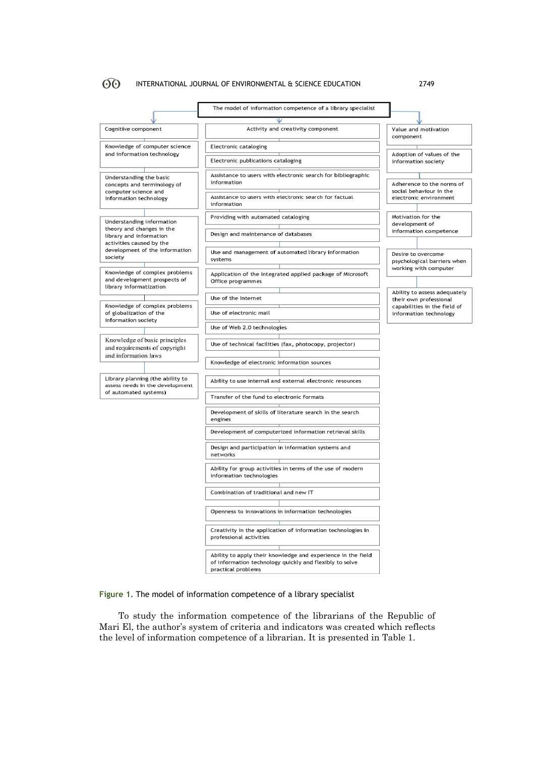The model of information competence of a library specialist

**Cognitive component**

- Knowledge of computer science and information technology
- Understanding the basic concepts and terminology of computer science and information technology
- Understanding information theory and changes in the library and information activities caused by the development of the information society
- Knowledge of complex problems and development prospects of library informatization
- Knowledge of complex problems of globalization of the information society
- Knowledge of basic principles and requirements of copyright and information laws
- Library planning (the ability to assess needs in the development of automated systems)

**Activity and creativity component**

- Electronic cataloging
- Electronic publications cataloging
- Assistance to users with electronic search for bibliographic information
- Assistance to users with electronic search for factual information
- Providing with automated cataloging
- Design and maintenance of databases
- Use and management of automated library information systems
- Application of the integrated applied package of Microsoft Office programmes
- Use of the Internet
- Use of electronic mail
- Use of Web 2.0 technologies
- Use of technical facilities (fax, photocopy, projector)
- Knowledge of electronic information sources
- Ability to use internal and external electronic resources
- Transfer of the fund to electronic formats
- Development of skills of literature search in the search engines
- Development of computerized information retrieval skills
- Design and participation in information systems and networks
- Ability for group activities in terms of the use of modern information technologies
- Combination of traditional and new IT
- Openness to innovations in information technologies
- Creativity in the application of information technologies in professional activities
- Ability to apply their knowledge and experience in the field of information technology quickly and flexibly to solve practical problems

**Value and motivation component**

- Adoption of values of the information society
- Adherence to the norms of social behaviour in the electronic environment
- Motivation for the development of information competence
- Desire to overcome psychological barriers when working with computer
- Ability to assess adequately their own professional capabilities in the field of information technology

**Figure 1.** The model of information competence of a library specialist

To study the information competence of the librarians of the Republic of Mari El, the author's system of criteria and indicators was created which reflects the level of information competence of a librarian. It is presented in Table 1.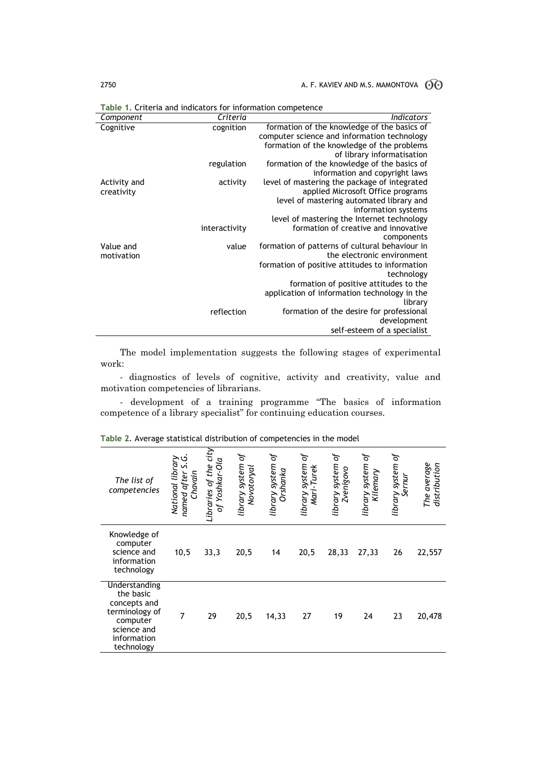**Table 1.** Criteria and indicators for information competence

| *Component* | *Criteria* | *Indicators* |
|---|---|---|
| Cognitive | cognition | formation of the knowledge of the basics of computer science and information technology |
| | | formation of the knowledge of the problems of library informatisation |
| | regulation | formation of the knowledge of the basics of information and copyright laws |
| Activity and creativity | activity | level of mastering the package of integrated applied Microsoft Office programs |
| | | level of mastering automated library and information systems |
| | | level of mastering the Internet technology |
| | interactivity | formation of creative and innovative components |
| Value and motivation | value | formation of patterns of cultural behaviour in the electronic environment |
| | | formation of positive attitudes to information technology |
| | | formation of positive attitudes to the application of information technology in the library |
| | reflection | formation of the desire for professional development |
| | | self-esteem of a specialist |

The model implementation suggests the following stages of experimental work:

- diagnostics of levels of cognitive, activity and creativity, value and motivation competencies of librarians.

- development of a training programme "The basics of information competence of a library specialist" for continuing education courses.

**Table 2.** Average statistical distribution of competencies in the model

| *The list of competencies* | *National library named after S.G. Chavain* | *Libraries of the city of Yoshkar-Ola* | *library system of Novotoryal* | *library system of Orshanka* | *library system of Mari-Turek* | *library system of Zvenigovo* | *library system of Kilemary* | *library system of Sernur* | *The average distribution* |
|---|---|---|---|---|---|---|---|---|---|
| Knowledge of computer science and information technology | 10,5 | 33,3 | 20,5 | 14 | 20,5 | 28,33 | 27,33 | 26 | 22,557 |
| Understanding the basic concepts and terminology of computer science and information technology | 7 | 29 | 20,5 | 14,33 | 27 | 19 | 24 | 23 | 20,478 |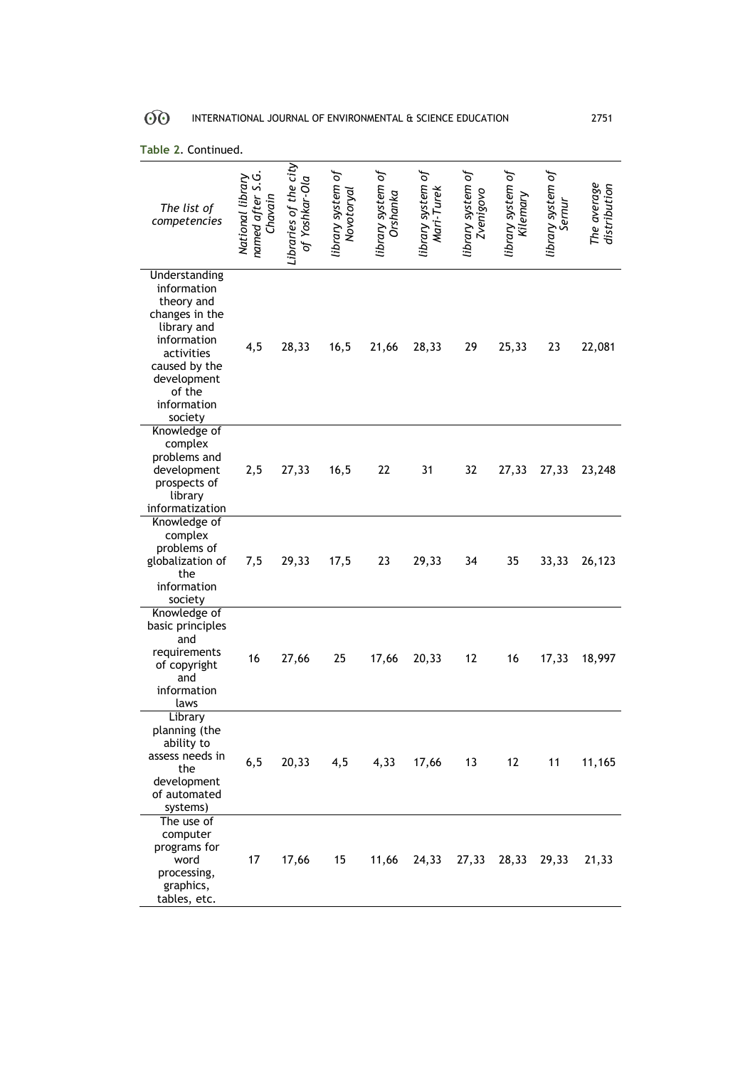**Table 2.** Continued.

| *The list of competencies* | *National library named after S.G. Chavain* | *Libraries of the city of Yoshkar-Ola* | *library system of Novotoryal* | *library system of Orshanka* | *library system of Mari-Turek* | *library system of Zvenigovo* | *library system of Kilemary* | *library system of Sernur* | *The average distribution* |
|---|---|---|---|---|---|---|---|---|---|
| Understanding information theory and changes in the library and information activities caused by the development of the information society | 4,5 | 28,33 | 16,5 | 21,66 | 28,33 | 29 | 25,33 | 23 | 22,081 |
| Knowledge of complex problems and development prospects of library informatization | 2,5 | 27,33 | 16,5 | 22 | 31 | 32 | 27,33 | 27,33 | 23,248 |
| Knowledge of complex problems of globalization of the information society | 7,5 | 29,33 | 17,5 | 23 | 29,33 | 34 | 35 | 33,33 | 26,123 |
| Knowledge of basic principles and requirements of copyright and information laws | 16 | 27,66 | 25 | 17,66 | 20,33 | 12 | 16 | 17,33 | 18,997 |
| Library planning (the ability to assess needs in the development of automated systems) | 6,5 | 20,33 | 4,5 | 4,33 | 17,66 | 13 | 12 | 11 | 11,165 |
| The use of computer programs for word processing, graphics, tables, etc. | 17 | 17,66 | 15 | 11,66 | 24,33 | 27,33 | 28,33 | 29,33 | 21,33 |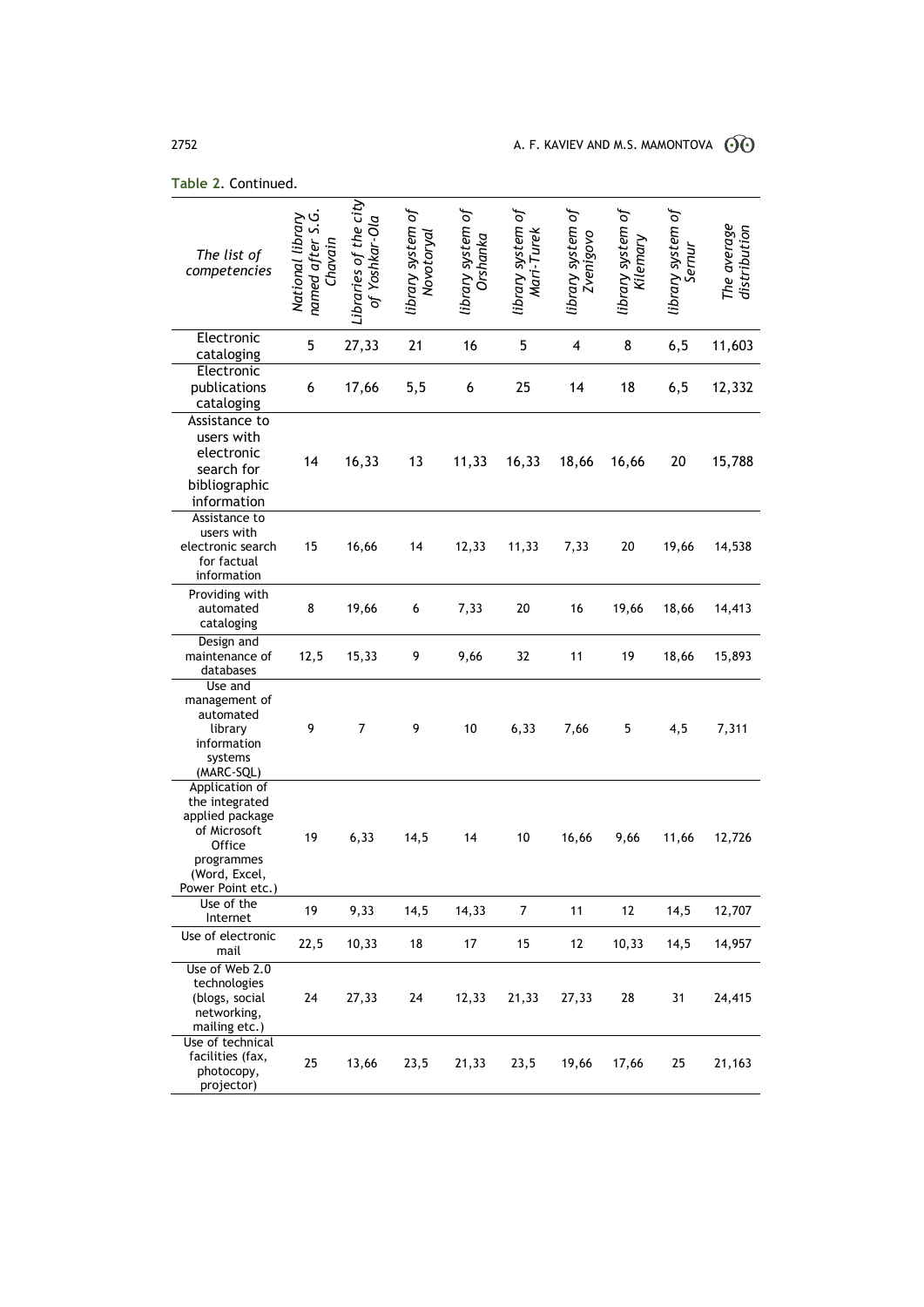**Table 2.** Continued.

| *The list of competencies* | *National library named after S.G. Chavain* | *Libraries of the city of Yoshkar-Ola* | *library system of Novotoryal* | *library system of Orshanka* | *library system of Mari-Turek* | *library system of Zvenigovo* | *library system of Kilemary* | *library system of Sernur* | *The average distribution* |
|---|---|---|---|---|---|---|---|---|---|
| Electronic cataloging | 5 | 27,33 | 21 | 16 | 5 | 4 | 8 | 6,5 | 11,603 |
| Electronic publications cataloging | 6 | 17,66 | 5,5 | 6 | 25 | 14 | 18 | 6,5 | 12,332 |
| Assistance to users with electronic search for bibliographic information | 14 | 16,33 | 13 | 11,33 | 16,33 | 18,66 | 16,66 | 20 | 15,788 |
| Assistance to users with electronic search for factual information | 15 | 16,66 | 14 | 12,33 | 11,33 | 7,33 | 20 | 19,66 | 14,538 |
| Providing with automated cataloging | 8 | 19,66 | 6 | 7,33 | 20 | 16 | 19,66 | 18,66 | 14,413 |
| Design and maintenance of databases | 12,5 | 15,33 | 9 | 9,66 | 32 | 11 | 19 | 18,66 | 15,893 |
| Use and management of automated library information systems (MARC-SQL) | 9 | 7 | 9 | 10 | 6,33 | 7,66 | 5 | 4,5 | 7,311 |
| Application of the integrated applied package of Microsoft Office programmes (Word, Excel, Power Point etc.) | 19 | 6,33 | 14,5 | 14 | 10 | 16,66 | 9,66 | 11,66 | 12,726 |
| Use of the Internet | 19 | 9,33 | 14,5 | 14,33 | 7 | 11 | 12 | 14,5 | 12,707 |
| Use of electronic mail | 22,5 | 10,33 | 18 | 17 | 15 | 12 | 10,33 | 14,5 | 14,957 |
| Use of Web 2.0 technologies (blogs, social networking, mailing etc.) | 24 | 27,33 | 24 | 12,33 | 21,33 | 27,33 | 28 | 31 | 24,415 |
| Use of technical facilities (fax, photocopy, projector) | 25 | 13,66 | 23,5 | 21,33 | 23,5 | 19,66 | 17,66 | 25 | 21,163 |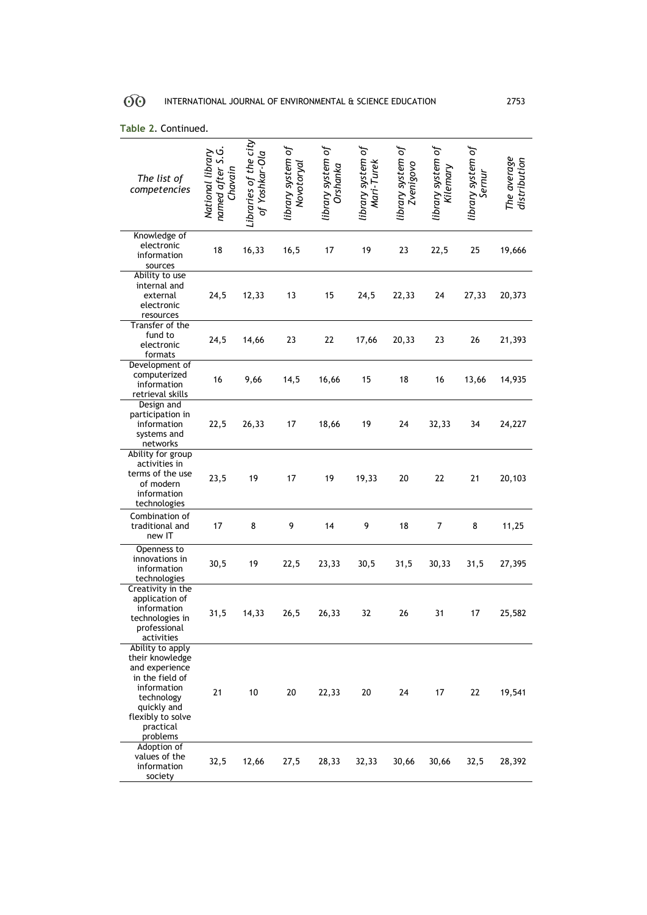**Table 2.** Continued.

| *The list of competencies* | *National library named after S.G. Chavain* | *Libraries of the city of Yoshkar-Ola* | *library system of Novotoryal* | *library system of Orshanka* | *library system of Mari-Turek* | *library system of Zvenigovo* | *library system of Kilemary* | *library system of Sernur* | *The average distribution* |
|---|---|---|---|---|---|---|---|---|---|
| Knowledge of electronic information sources | 18 | 16,33 | 16,5 | 17 | 19 | 23 | 22,5 | 25 | 19,666 |
| Ability to use internal and external electronic resources | 24,5 | 12,33 | 13 | 15 | 24,5 | 22,33 | 24 | 27,33 | 20,373 |
| Transfer of the fund to electronic formats | 24,5 | 14,66 | 23 | 22 | 17,66 | 20,33 | 23 | 26 | 21,393 |
| Development of computerized information retrieval skills | 16 | 9,66 | 14,5 | 16,66 | 15 | 18 | 16 | 13,66 | 14,935 |
| Design and participation in information systems and networks | 22,5 | 26,33 | 17 | 18,66 | 19 | 24 | 32,33 | 34 | 24,227 |
| Ability for group activities in terms of the use of modern information technologies | 23,5 | 19 | 17 | 19 | 19,33 | 20 | 22 | 21 | 20,103 |
| Combination of traditional and new IT | 17 | 8 | 9 | 14 | 9 | 18 | 7 | 8 | 11,25 |
| Openness to innovations in information technologies | 30,5 | 19 | 22,5 | 23,33 | 30,5 | 31,5 | 30,33 | 31,5 | 27,395 |
| Creativity in the application of information technologies in professional activities | 31,5 | 14,33 | 26,5 | 26,33 | 32 | 26 | 31 | 17 | 25,582 |
| Ability to apply their knowledge and experience in the field of information technology quickly and flexibly to solve practical problems | 21 | 10 | 20 | 22,33 | 20 | 24 | 17 | 22 | 19,541 |
| Adoption of values of the information society | 32,5 | 12,66 | 27,5 | 28,33 | 32,33 | 30,66 | 30,66 | 32,5 | 28,392 |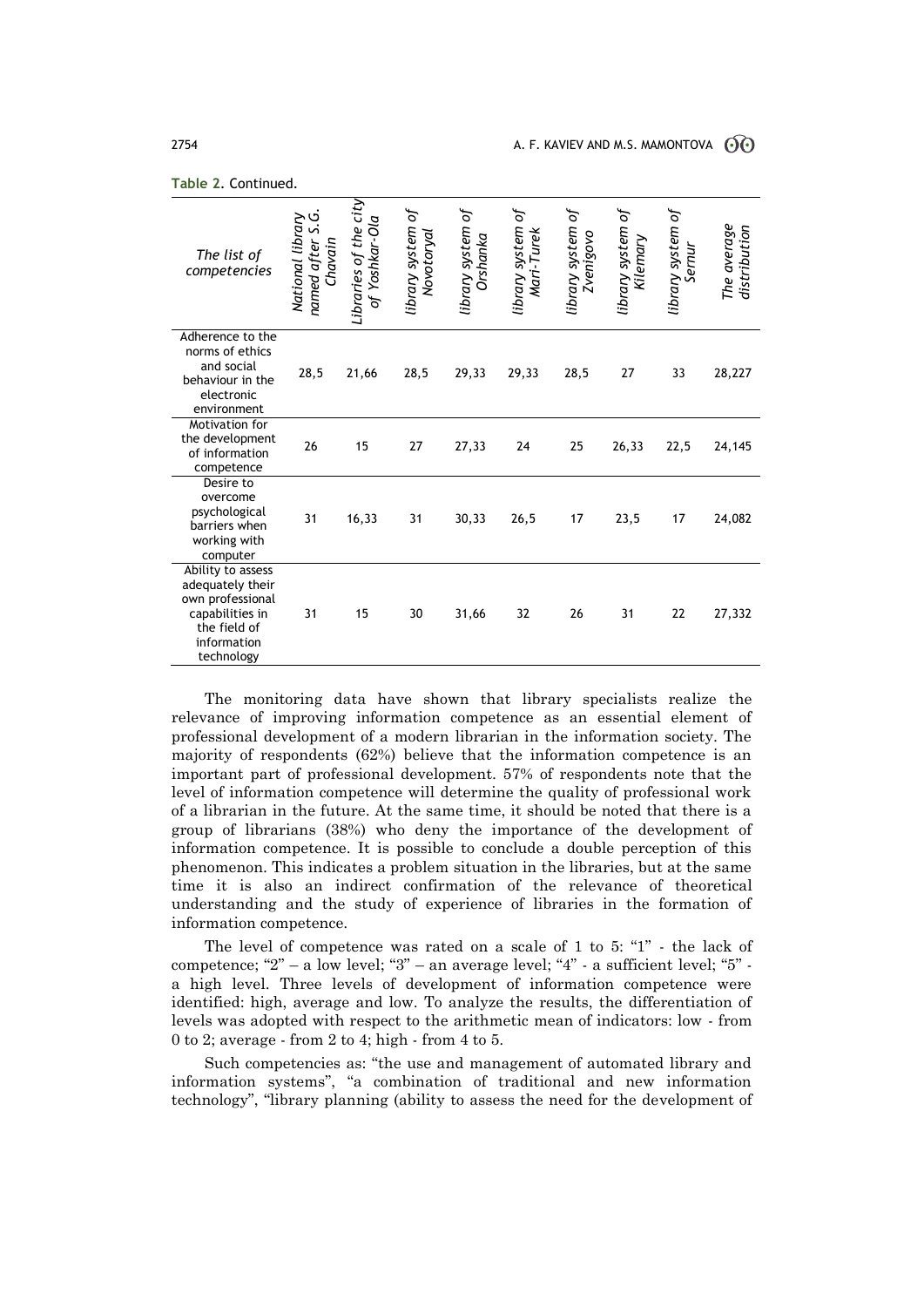**Table 2.** Continued.

| *The list of competencies* | *National library named after S.G. Chavain* | *Libraries of the city of Yoshkar-Ola* | *library system of Novotoryal* | *library system of Orshanka* | *library system of Mari-Turek* | *library system of Zvenigovo* | *library system of Kilemary* | *library system of Sernur* | *The average distribution* |
|---|---|---|---|---|---|---|---|---|---|
| Adherence to the norms of ethics and social behaviour in the electronic environment | 28,5 | 21,66 | 28,5 | 29,33 | 29,33 | 28,5 | 27 | 33 | 28,227 |
| Motivation for the development of information competence | 26 | 15 | 27 | 27,33 | 24 | 25 | 26,33 | 22,5 | 24,145 |
| Desire to overcome psychological barriers when working with computer | 31 | 16,33 | 31 | 30,33 | 26,5 | 17 | 23,5 | 17 | 24,082 |
| Ability to assess adequately their own professional capabilities in the field of information technology | 31 | 15 | 30 | 31,66 | 32 | 26 | 31 | 22 | 27,332 |

The monitoring data have shown that library specialists realize the relevance of improving information competence as an essential element of professional development of a modern librarian in the information society. The majority of respondents (62%) believe that the information competence is an important part of professional development. 57% of respondents note that the level of information competence will determine the quality of professional work of a librarian in the future. At the same time, it should be noted that there is a group of librarians (38%) who deny the importance of the development of information competence. It is possible to conclude a double perception of this phenomenon. This indicates a problem situation in the libraries, but at the same time it is also an indirect confirmation of the relevance of theoretical understanding and the study of experience of libraries in the formation of information competence.

The level of competence was rated on a scale of 1 to 5: "1" - the lack of competence; "2" – a low level; "3" – an average level; "4" - a sufficient level; "5" - a high level. Three levels of development of information competence were identified: high, average and low. To analyze the results, the differentiation of levels was adopted with respect to the arithmetic mean of indicators: low - from 0 to 2; average - from 2 to 4; high - from 4 to 5.

Such competencies as: "the use and management of automated library and information systems", "a combination of traditional and new information technology", "library planning (ability to assess the need for the development of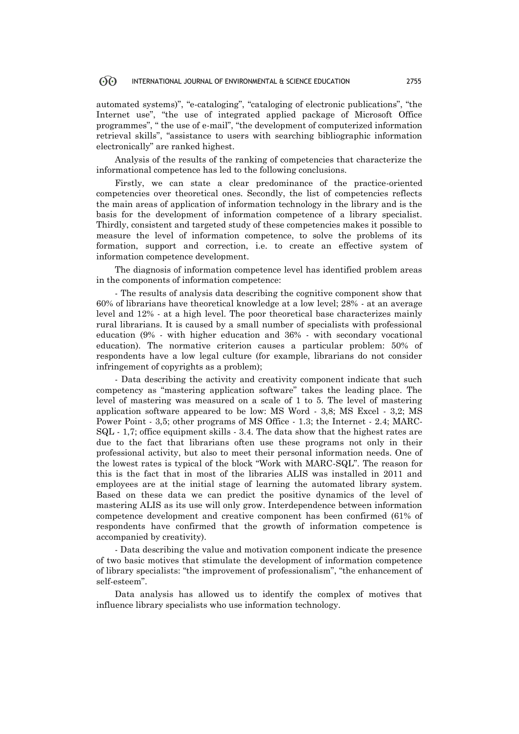automated systems)", "e-cataloging", "cataloging of electronic publications", "the Internet use", "the use of integrated applied package of Microsoft Office programmes", " the use of e-mail", "the development of computerized information retrieval skills", "assistance to users with searching bibliographic information electronically" are ranked highest.

Analysis of the results of the ranking of competencies that characterize the informational competence has led to the following conclusions.

Firstly, we can state a clear predominance of the practice-oriented competencies over theoretical ones. Secondly, the list of competencies reflects the main areas of application of information technology in the library and is the basis for the development of information competence of a library specialist. Thirdly, consistent and targeted study of these competencies makes it possible to measure the level of information competence, to solve the problems of its formation, support and correction, i.e. to create an effective system of information competence development.

The diagnosis of information competence level has identified problem areas in the components of information competence:

- The results of analysis data describing the cognitive component show that 60% of librarians have theoretical knowledge at a low level; 28% - at an average level and 12% - at a high level. The poor theoretical base characterizes mainly rural librarians. It is caused by a small number of specialists with professional education (9% - with higher education and 36% - with secondary vocational education). The normative criterion causes a particular problem: 50% of respondents have a low legal culture (for example, librarians do not consider infringement of copyrights as a problem);

- Data describing the activity and creativity component indicate that such competency as "mastering application software" takes the leading place. The level of mastering was measured on a scale of 1 to 5. The level of mastering application software appeared to be low: MS Word - 3,8; MS Excel - 3,2; MS Power Point - 3,5; other programs of MS Office - 1.3; the Internet - 2.4; MARC-SQL - 1,7; office equipment skills - 3.4. The data show that the highest rates are due to the fact that librarians often use these programs not only in their professional activity, but also to meet their personal information needs. One of the lowest rates is typical of the block "Work with MARC-SQL". The reason for this is the fact that in most of the libraries ALIS was installed in 2011 and employees are at the initial stage of learning the automated library system. Based on these data we can predict the positive dynamics of the level of mastering ALIS as its use will only grow. Interdependence between information competence development and creative component has been confirmed (61% of respondents have confirmed that the growth of information competence is accompanied by creativity).

- Data describing the value and motivation component indicate the presence of two basic motives that stimulate the development of information competence of library specialists: "the improvement of professionalism", "the enhancement of self-esteem".

Data analysis has allowed us to identify the complex of motives that influence library specialists who use information technology.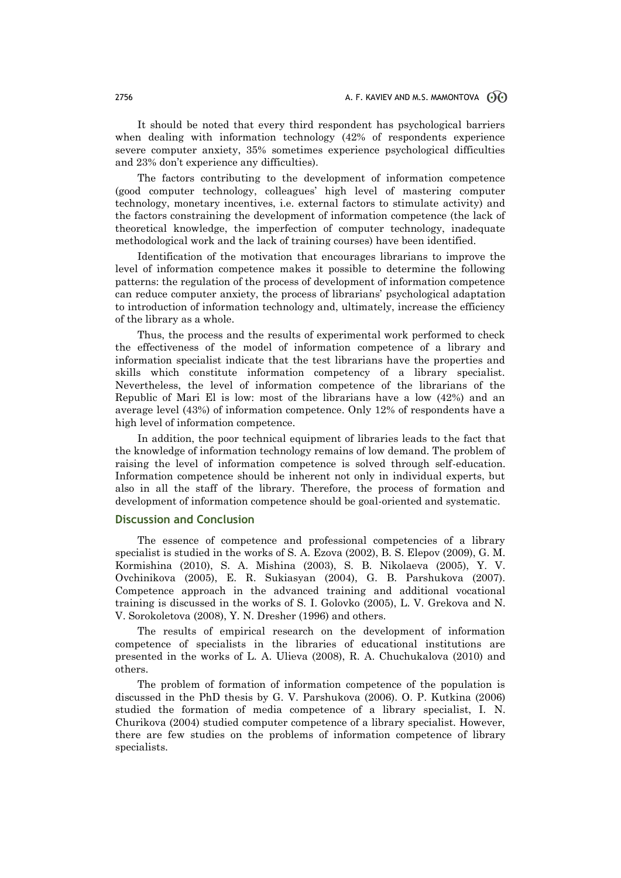It should be noted that every third respondent has psychological barriers when dealing with information technology (42% of respondents experience severe computer anxiety, 35% sometimes experience psychological difficulties and 23% don't experience any difficulties).

The factors contributing to the development of information competence (good computer technology, colleagues' high level of mastering computer technology, monetary incentives, i.e. external factors to stimulate activity) and the factors constraining the development of information competence (the lack of theoretical knowledge, the imperfection of computer technology, inadequate methodological work and the lack of training courses) have been identified.

Identification of the motivation that encourages librarians to improve the level of information competence makes it possible to determine the following patterns: the regulation of the process of development of information competence can reduce computer anxiety, the process of librarians' psychological adaptation to introduction of information technology and, ultimately, increase the efficiency of the library as a whole.

Thus, the process and the results of experimental work performed to check the effectiveness of the model of information competence of a library and information specialist indicate that the test librarians have the properties and skills which constitute information competency of a library specialist. Nevertheless, the level of information competence of the librarians of the Republic of Mari El is low: most of the librarians have a low (42%) and an average level (43%) of information competence. Only 12% of respondents have a high level of information competence.

In addition, the poor technical equipment of libraries leads to the fact that the knowledge of information technology remains of low demand. The problem of raising the level of information competence is solved through self-education. Information competence should be inherent not only in individual experts, but also in all the staff of the library. Therefore, the process of formation and development of information competence should be goal-oriented and systematic.

## Discussion and Conclusion

The essence of competence and professional competencies of a library specialist is studied in the works of S. A. Ezova (2002), B. S. Elepov (2009), G. M. Kormishina (2010), S. A. Mishina (2003), S. B. Nikolaeva (2005), Y. V. Ovchinikova (2005), E. R. Sukiasyan (2004), G. B. Parshukova (2007). Competence approach in the advanced training and additional vocational training is discussed in the works of S. I. Golovko (2005), L. V. Grekova and N. V. Sorokoletova (2008), Y. N. Dresher (1996) and others.

The results of empirical research on the development of information competence of specialists in the libraries of educational institutions are presented in the works of L. A. Ulieva (2008), R. A. Chuchukalova (2010) and others.

The problem of formation of information competence of the population is discussed in the PhD thesis by G. V. Parshukova (2006). O. P. Kutkina (2006) studied the formation of media competence of a library specialist, I. N. Churikova (2004) studied computer competence of a library specialist. However, there are few studies on the problems of information competence of library specialists.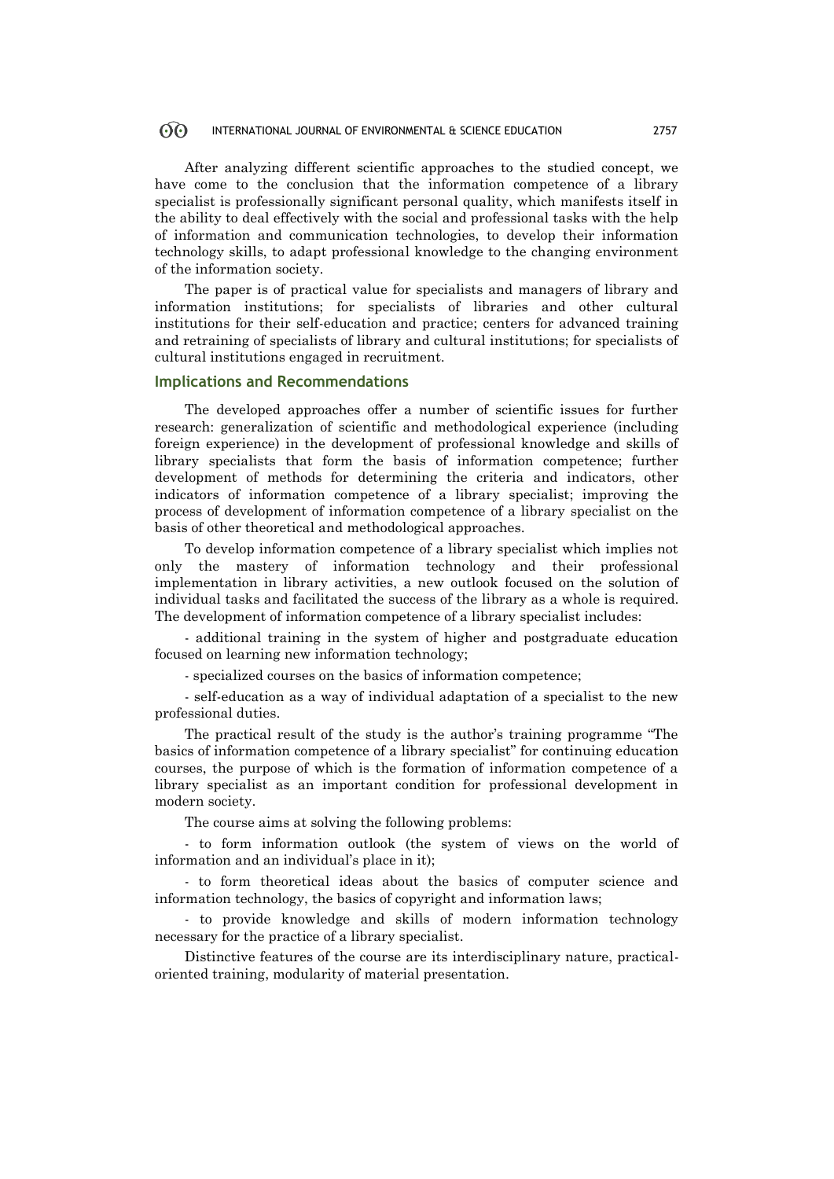After analyzing different scientific approaches to the studied concept, we have come to the conclusion that the information competence of a library specialist is professionally significant personal quality, which manifests itself in the ability to deal effectively with the social and professional tasks with the help of information and communication technologies, to develop their information technology skills, to adapt professional knowledge to the changing environment of the information society.

The paper is of practical value for specialists and managers of library and information institutions; for specialists of libraries and other cultural institutions for their self-education and practice; centers for advanced training and retraining of specialists of library and cultural institutions; for specialists of cultural institutions engaged in recruitment.

## Implications and Recommendations

The developed approaches offer a number of scientific issues for further research: generalization of scientific and methodological experience (including foreign experience) in the development of professional knowledge and skills of library specialists that form the basis of information competence; further development of methods for determining the criteria and indicators, other indicators of information competence of a library specialist; improving the process of development of information competence of a library specialist on the basis of other theoretical and methodological approaches.

To develop information competence of a library specialist which implies not only the mastery of information technology and their professional implementation in library activities, a new outlook focused on the solution of individual tasks and facilitated the success of the library as a whole is required. The development of information competence of a library specialist includes:

- additional training in the system of higher and postgraduate education focused on learning new information technology;

- specialized courses on the basics of information competence;

- self-education as a way of individual adaptation of a specialist to the new professional duties.

The practical result of the study is the author's training programme "The basics of information competence of a library specialist" for continuing education courses, the purpose of which is the formation of information competence of a library specialist as an important condition for professional development in modern society.

The course aims at solving the following problems:

- to form information outlook (the system of views on the world of information and an individual's place in it);

- to form theoretical ideas about the basics of computer science and information technology, the basics of copyright and information laws;

- to provide knowledge and skills of modern information technology necessary for the practice of a library specialist.

Distinctive features of the course are its interdisciplinary nature, practical-oriented training, modularity of material presentation.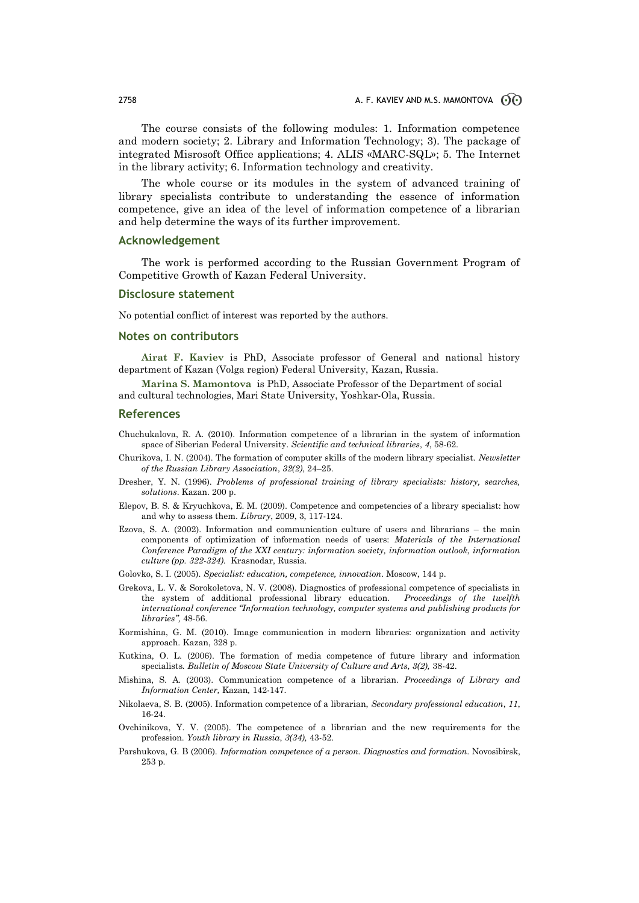The course consists of the following modules: 1. Information competence and modern society; 2. Library and Information Technology; 3). The package of integrated Misrosoft Office applications; 4. ALIS «MARC-SQL»; 5. The Internet in the library activity; 6. Information technology and creativity.

The whole course or its modules in the system of advanced training of library specialists contribute to understanding the essence of information competence, give an idea of the level of information competence of a librarian and help determine the ways of its further improvement.

## Acknowledgement

The work is performed according to the Russian Government Program of Competitive Growth of Kazan Federal University.

## Disclosure statement

No potential conflict of interest was reported by the authors.

## Notes on contributors

**Airat F. Kaviev** is PhD, Associate professor of General and national history department of Kazan (Volga region) Federal University, Kazan, Russia.

**Marina S. Mamontova** is PhD, Associate Professor of the Department of social and cultural technologies, Mari State University, Yoshkar-Ola, Russia.

## References

Chuchukalova, R. A. (2010). Information competence of a librarian in the system of information space of Siberian Federal University. *Scientific and technical libraries*, *4*, 58-62.

Churikova, I. N. (2004). The formation of computer skills of the modern library specialist. *Newsletter of the Russian Library Association*, *32(2)*, 24–25.

Dresher, Y. N. (1996). *Problems of professional training of library specialists: history, searches, solutions*. Kazan. 200 p.

Elepov, B. S. & Kryuchkova, E. M. (2009). Competence and competencies of a library specialist: how and why to assess them. *Library*, 2009, 3, 117-124.

Ezova, S. A. (2002). Information and communication culture of users and librarians – the main components of optimization of information needs of users: *Materials of the International Conference Paradigm of the XXI century: information society, information outlook, information culture (pp. 322-324).* Krasnodar, Russia.

Golovko, S. I. (2005). *Specialist: education, competence, innovation*. Moscow, 144 p.

Grekova, L. V. & Sorokoletova, N. V. (2008). Diagnostics of professional competence of specialists in the system of additional professional library education. *Proceedings of the twelfth international conference "Information technology, computer systems and publishing products for libraries",* 48-56.

Kormishina, G. M. (2010). Image communication in modern libraries: organization and activity approach. Kazan, 328 p.

Kutkina, O. L. (2006). The formation of media competence of future library and information specialists*. Bulletin of Moscow State University of Culture and Arts, 3(2),* 38-42.

Mishina, S. A. (2003). Communication competence of a librarian. *Proceedings of Library and Information Center,* Kazan*,* 142-147.

Nikolaeva, S. B. (2005). Information competence of a librarian, *Secondary professional education*, *11*, 16-24.

Ovchinikova, Y. V. (2005). The competence of a librarian and the new requirements for the profession. *Youth library in Russia*, *3(34),* 43-52.

Parshukova, G. B (2006). *Information competence of a person. Diagnostics and formation*. Novosibirsk, 253 p.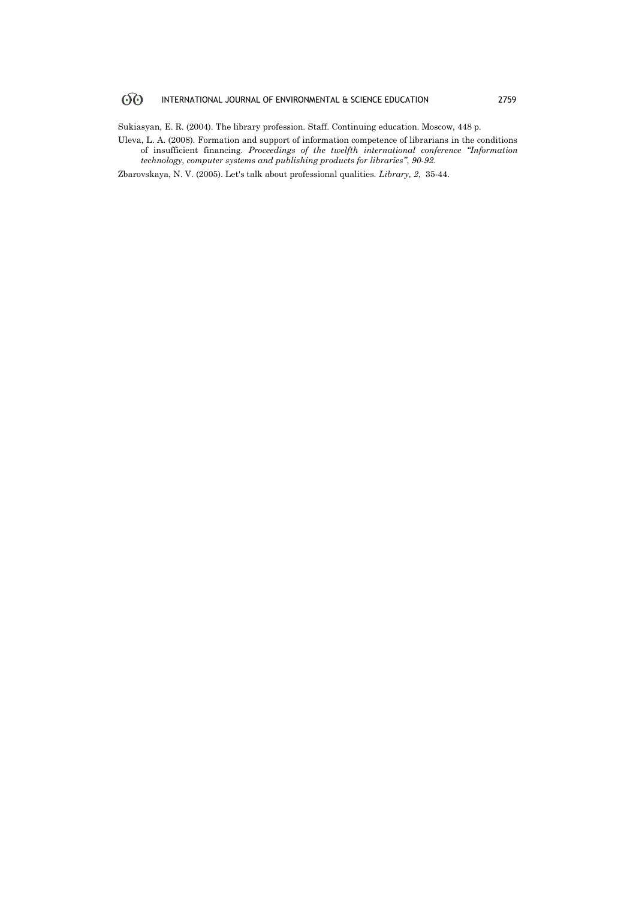Sukiasyan, E. R. (2004). The library profession. Staff. Continuing education. Moscow, 448 p.

Uleva, L. A. (2008). Formation and support of information competence of librarians in the conditions of insufficient financing. *Proceedings of the twelfth international conference "Information technology, computer systems and publishing products for libraries", 90-92.*

Zbarovskaya, N. V. (2005). Let's talk about professional qualities. *Library, 2*, 35-44.